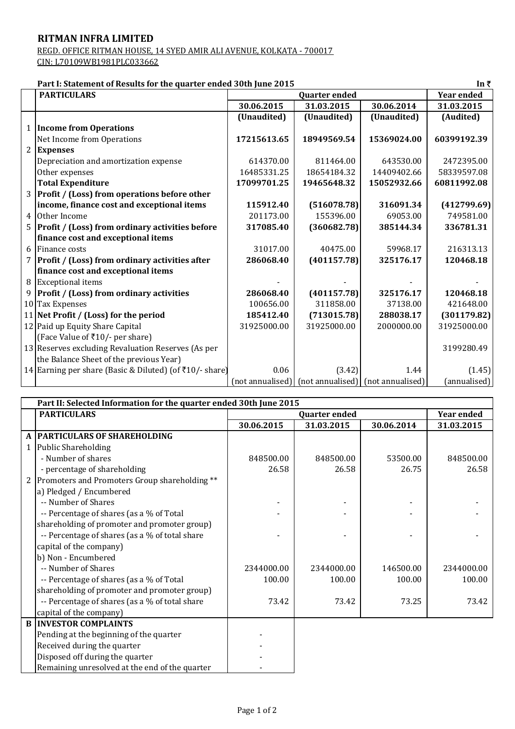# RITMAN INFRA LIMITED

REGD. OFFICE RITMAN HOUSE, 14 SYED AMIR ALI AVENUE, KOLKATA - 700017

CIN: L70109WB1981PLC033662

**Part I: Statement of Results for the quarter ended 30th June 2015** In ₹

| | PARTICULARS | Quarter ended | | | Year ended |
|---|---|---|---|---|---|
| | | 30.06.2015 | 31.03.2015 | 30.06.2014 | 31.03.2015 |
| | | (Unaudited) | (Unaudited) | (Unaudited) | (Audited) |
| 1 | **Income from Operations** | | | | |
| | Net Income from Operations | **17215613.65** | **18949569.54** | **15369024.00** | **60399192.39** |
| 2 | **Expenses** | | | | |
| | Depreciation and amortization expense | 614370.00 | 811464.00 | 643530.00 | 2472395.00 |
| | Other expenses | 16485331.25 | 18654184.32 | 14409402.66 | 58339597.08 |
| | **Total Expenditure** | **17099701.25** | **19465648.32** | **15052932.66** | **60811992.08** |
| 3 | **Profit / (Loss) from operations before other income, finance cost and exceptional items** | **115912.40** | **(516078.78)** | **316091.34** | **(412799.69)** |
| 4 | Other Income | 201173.00 | 155396.00 | 69053.00 | 749581.00 |
| 5 | **Profit / (Loss) from ordinary activities before finance cost and exceptional items** | **317085.40** | **(360682.78)** | **385144.34** | **336781.31** |
| 6 | Finance costs | 31017.00 | 40475.00 | 59968.17 | 216313.13 |
| 7 | **Profit / (Loss) from ordinary activities after finance cost and exceptional items** | **286068.40** | **(401157.78)** | **325176.17** | **120468.18** |
| 8 | Exceptional items | - | - | - | - |
| 9 | **Profit / (Loss) from ordinary activities** | **286068.40** | **(401157.78)** | **325176.17** | **120468.18** |
| 10 | Tax Expenses | 100656.00 | 311858.00 | 37138.00 | 421648.00 |
| 11 | **Net Profit / (Loss) for the period** | **185412.40** | **(713015.78)** | **288038.17** | **(301179.82)** |
| 12 | Paid up Equity Share Capital (Face Value of ₹10/- per share) | 31925000.00 | 31925000.00 | 2000000.00 | 31925000.00 |
| 13 | Reserves excluding Revaluation Reserves (As per the Balance Sheet of the previous Year) | | | | 3199280.49 |
| 14 | Earning per share (Basic & Diluted) (of ₹10/- share) | 0.06 | (3.42) | 1.44 | (1.45) |
| | | (not annualised) | (not annualised) | (not annualised) | (annualised) |

**Part II: Selected Information for the quarter ended 30th June 2015**

| | PARTICULARS | Quarter ended | | | Year ended |
|---|---|---|---|---|---|
| | | 30.06.2015 | 31.03.2015 | 30.06.2014 | 31.03.2015 |
| A | **PARTICULARS OF SHAREHOLDING** | | | | |
| 1 | Public Shareholding | | | | |
| | - Number of shares | 848500.00 | 848500.00 | 53500.00 | 848500.00 |
| | - percentage of shareholding | 26.58 | 26.58 | 26.75 | 26.58 |
| 2 | Promoters and Promoters Group shareholding ** | | | | |
| | a) Pledged / Encumbered | | | | |
| | -- Number of Shares | - | - | - | - |
| | -- Percentage of shares (as a % of Total shareholding of promoter and promoter group) | - | - | - | - |
| | -- Percentage of shares (as a % of total share capital of the company) | - | - | - | - |
| | b) Non - Encumbered | | | | |
| | -- Number of Shares | 2344000.00 | 2344000.00 | 146500.00 | 2344000.00 |
| | -- Percentage of shares (as a % of Total shareholding of promoter and promoter group) | 100.00 | 100.00 | 100.00 | 100.00 |
| | -- Percentage of shares (as a % of total share capital of the company) | 73.42 | 73.42 | 73.25 | 73.42 |
| B | **INVESTOR COMPLAINTS** | | | | |
| | Pending at the beginning of the quarter | - | | | |
| | Received during the quarter | - | | | |
| | Disposed off during the quarter | - | | | |
| | Remaining unresolved at the end of the quarter | - | | | |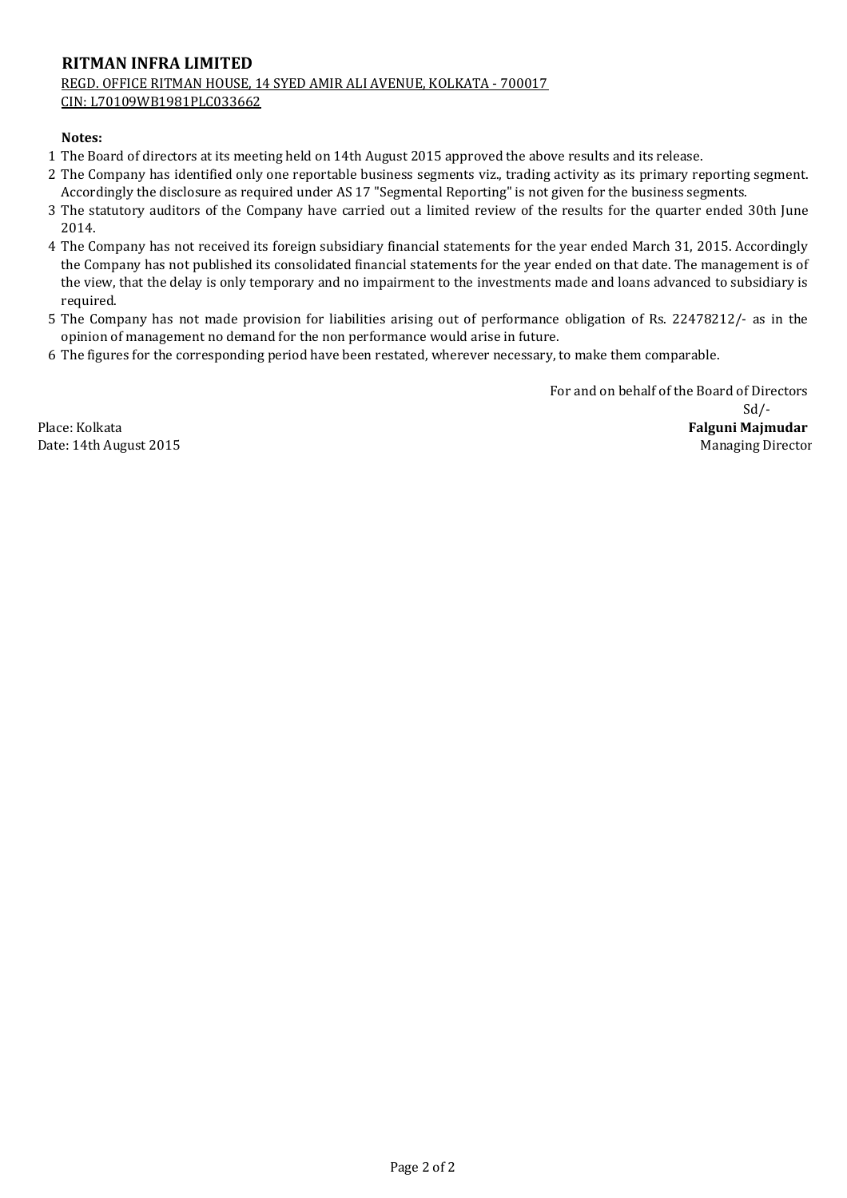# RITMAN INFRA LIMITED

REGD. OFFICE RITMAN HOUSE, 14 SYED AMIR ALI AVENUE, KOLKATA - 700017
CIN: L70109WB1981PLC033662

**Notes:**

1. The Board of directors at its meeting held on 14th August 2015 approved the above results and its release.
2. The Company has identified only one reportable business segments viz., trading activity as its primary reporting segment. Accordingly the disclosure as required under AS 17 "Segmental Reporting" is not given for the business segments.
3. The statutory auditors of the Company have carried out a limited review of the results for the quarter ended 30th June 2014.
4. The Company has not received its foreign subsidiary financial statements for the year ended March 31, 2015. Accordingly the Company has not published its consolidated financial statements for the year ended on that date. The management is of the view, that the delay is only temporary and no impairment to the investments made and loans advanced to subsidiary is required.
5. The Company has not made provision for liabilities arising out of performance obligation of Rs. 22478212/- as in the opinion of management no demand for the non performance would arise in future.
6. The figures for the corresponding period have been restated, wherever necessary, to make them comparable.

For and on behalf of the Board of Directors

Sd/-

**Falguni Majmudar**

Managing Director

Place: Kolkata

Date: 14th August 2015